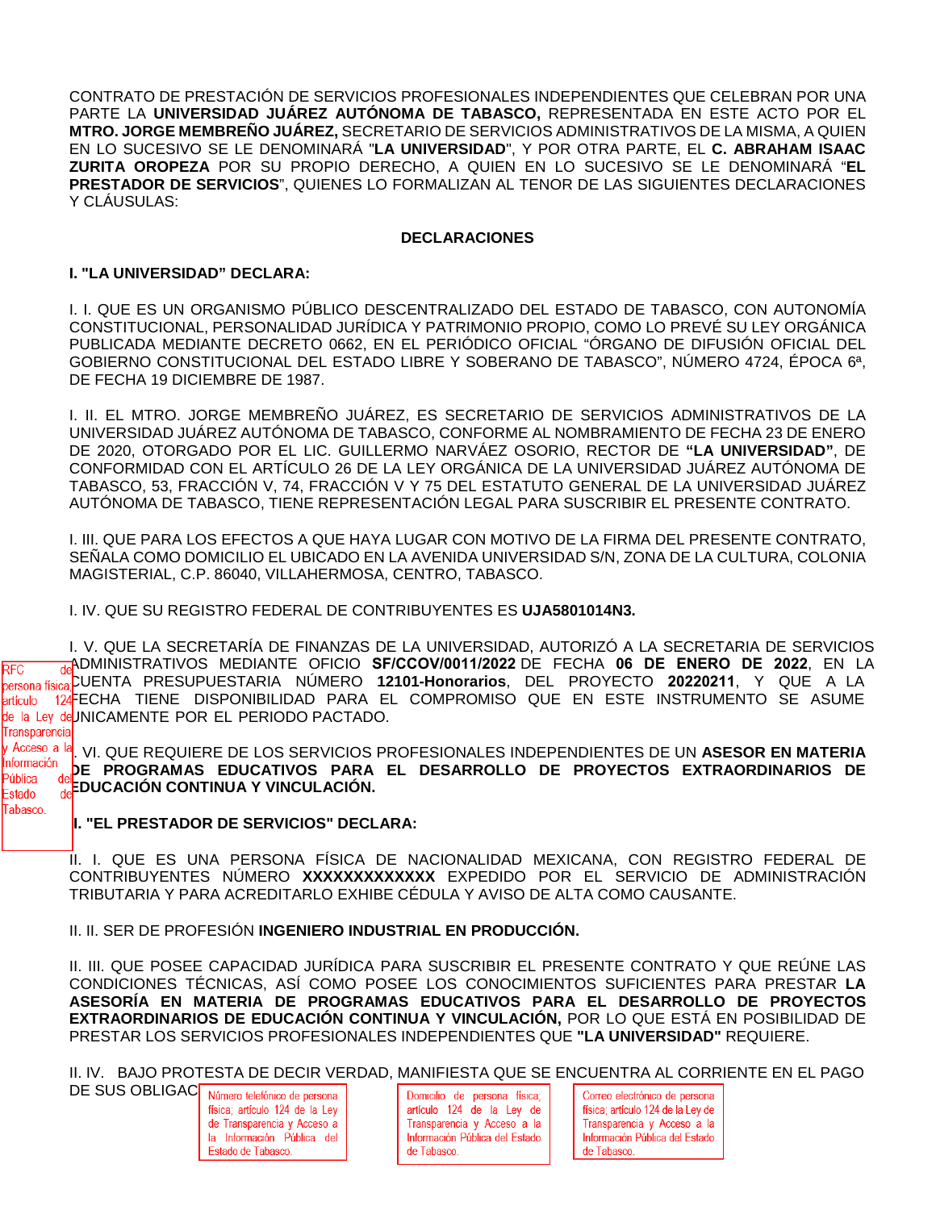CONTRATO DE PRESTACIÓN DE SERVICIOS PROFESIONALES INDEPENDIENTES QUE CELEBRAN POR UNA PARTE LA **UNIVERSIDAD JUÁREZ AUTÓNOMA DE TABASCO,** REPRESENTADA EN ESTE ACTO POR EL **MTRO. JORGE MEMBREÑO JUÁREZ,** SECRETARIO DE SERVICIOS ADMINISTRATIVOS DE LA MISMA, A QUIEN EN LO SUCESIVO SE LE DENOMINARÁ "**LA UNIVERSIDAD**", Y POR OTRA PARTE, EL **C. ABRAHAM ISAAC ZURITA OROPEZA** POR SU PROPIO DERECHO, A QUIEN EN LO SUCESIVO SE LE DENOMINARÁ "**EL PRESTADOR DE SERVICIOS**", QUIENES LO FORMALIZAN AL TENOR DE LAS SIGUIENTES DECLARACIONES Y CLÁUSULAS:

## DECLARACIONES

### I. "LA UNIVERSIDAD" DECLARA:

I. I. QUE ES UN ORGANISMO PÚBLICO DESCENTRALIZADO DEL ESTADO DE TABASCO, CON AUTONOMÍA CONSTITUCIONAL, PERSONALIDAD JURÍDICA Y PATRIMONIO PROPIO, COMO LO PREVÉ SU LEY ORGÁNICA PUBLICADA MEDIANTE DECRETO 0662, EN EL PERIÓDICO OFICIAL "ÓRGANO DE DIFUSIÓN OFICIAL DEL GOBIERNO CONSTITUCIONAL DEL ESTADO LIBRE Y SOBERANO DE TABASCO", NÚMERO 4724, ÉPOCA 6ª, DE FECHA 19 DICIEMBRE DE 1987.

I. II. EL MTRO. JORGE MEMBREÑO JUÁREZ, ES SECRETARIO DE SERVICIOS ADMINISTRATIVOS DE LA UNIVERSIDAD JUÁREZ AUTÓNOMA DE TABASCO, CONFORME AL NOMBRAMIENTO DE FECHA 23 DE ENERO DE 2020, OTORGADO POR EL LIC. GUILLERMO NARVÁEZ OSORIO, RECTOR DE **"LA UNIVERSIDAD"**, DE CONFORMIDAD CON EL ARTÍCULO 26 DE LA LEY ORGÁNICA DE LA UNIVERSIDAD JUÁREZ AUTÓNOMA DE TABASCO, 53, FRACCIÓN V, 74, FRACCIÓN V Y 75 DEL ESTATUTO GENERAL DE LA UNIVERSIDAD JUÁREZ AUTÓNOMA DE TABASCO, TIENE REPRESENTACIÓN LEGAL PARA SUSCRIBIR EL PRESENTE CONTRATO.

I. III. QUE PARA LOS EFECTOS A QUE HAYA LUGAR CON MOTIVO DE LA FIRMA DEL PRESENTE CONTRATO, SEÑALA COMO DOMICILIO EL UBICADO EN LA AVENIDA UNIVERSIDAD S/N, ZONA DE LA CULTURA, COLONIA MAGISTERIAL, C.P. 86040, VILLAHERMOSA, CENTRO, TABASCO.

I. IV. QUE SU REGISTRO FEDERAL DE CONTRIBUYENTES ES **UJA5801014N3.**

I. V. QUE LA SECRETARÍA DE FINANZAS DE LA UNIVERSIDAD, AUTORIZÓ A LA SECRETARIA DE SERVICIOS ADMINISTRATIVOS MEDIANTE OFICIO **SF/CCOV/0011/2022** DE FECHA **06 DE ENERO DE 2022**, EN LA CUENTA PRESUPUESTARIA NÚMERO **12101-Honorarios**, DEL PROYECTO **20220211**, Y QUE A LA FECHA TIENE DISPONIBILIDAD PARA EL COMPROMISO QUE EN ESTE INSTRUMENTO SE ASUME ÚNICAMENTE POR EL PERIODO PACTADO.

I. VI. QUE REQUIERE DE LOS SERVICIOS PROFESIONALES INDEPENDIENTES DE UN **ASESOR EN MATERIA DE PROGRAMAS EDUCATIVOS PARA EL DESARROLLO DE PROYECTOS EXTRAORDINARIOS DE EDUCACIÓN CONTINUA Y VINCULACIÓN.**

RFC de persona física artículo 124 de la Ley de Transparencia y Acceso a la Información Pública del Estado de Tabasco.

### II. "EL PRESTADOR DE SERVICIOS" DECLARA:

II. I. QUE ES UNA PERSONA FÍSICA DE NACIONALIDAD MEXICANA, CON REGISTRO FEDERAL DE CONTRIBUYENTES NÚMERO **XXXXXXXXXXXXX** EXPEDIDO POR EL SERVICIO DE ADMINISTRACIÓN TRIBUTARIA Y PARA ACREDITARLO EXHIBE CÉDULA Y AVISO DE ALTA COMO CAUSANTE.

II. II. SER DE PROFESIÓN **INGENIERO INDUSTRIAL EN PRODUCCIÓN.**

II. III. QUE POSEE CAPACIDAD JURÍDICA PARA SUSCRIBIR EL PRESENTE CONTRATO Y QUE REÚNE LAS CONDICIONES TÉCNICAS, ASÍ COMO POSEE LOS CONOCIMIENTOS SUFICIENTES PARA PRESTAR **LA ASESORÍA EN MATERIA DE PROGRAMAS EDUCATIVOS PARA EL DESARROLLO DE PROYECTOS EXTRAORDINARIOS DE EDUCACIÓN CONTINUA Y VINCULACIÓN,** POR LO QUE ESTÁ EN POSIBILIDAD DE PRESTAR LOS SERVICIOS PROFESIONALES INDEPENDIENTES QUE **"LA UNIVERSIDAD"** REQUIERE.

II. IV. BAJO PROTESTA DE DECIR VERDAD, MANIFIESTA QUE SE ENCUENTRA AL CORRIENTE EN EL PAGO DE SUS OBLIGAC

Número telefónico de persona física; artículo 124 de la Ley de Transparencia y Acceso a la Información Pública del Estado de Tabasco.

Domicilio de persona física; artículo 124 de la Ley de Transparencia y Acceso a la Información Pública del Estado de Tabasco.

Correo electrónico de persona física; artículo 124 de la Ley de Transparencia y Acceso a la Información Pública del Estado de Tabasco.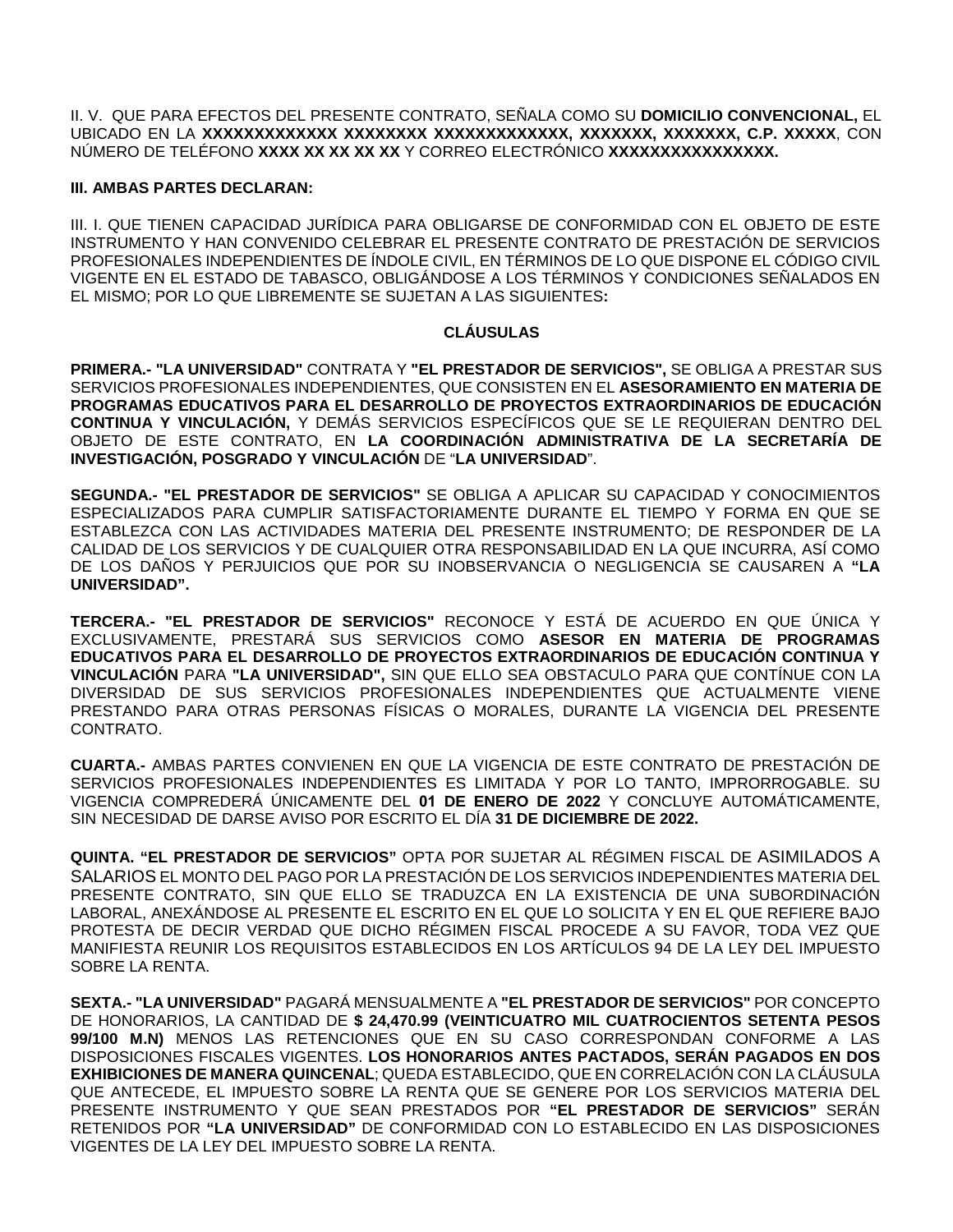II. V. QUE PARA EFECTOS DEL PRESENTE CONTRATO, SEÑALA COMO SU **DOMICILIO CONVENCIONAL,** EL UBICADO EN LA **XXXXXXXXXXXX XXXXXXXX XXXXXXXXXXXX, XXXXXXX, XXXXXXX, C.P. XXXXX**, CON NÚMERO DE TELÉFONO **XXXX XX XX XX XX** Y CORREO ELECTRÓNICO **XXXXXXXXXXXXXXX.**

**III. AMBAS PARTES DECLARAN:**

III. I. QUE TIENEN CAPACIDAD JURÍDICA PARA OBLIGARSE DE CONFORMIDAD CON EL OBJETO DE ESTE INSTRUMENTO Y HAN CONVENIDO CELEBRAR EL PRESENTE CONTRATO DE PRESTACIÓN DE SERVICIOS PROFESIONALES INDEPENDIENTES DE ÍNDOLE CIVIL, EN TÉRMINOS DE LO QUE DISPONE EL CÓDIGO CIVIL VIGENTE EN EL ESTADO DE TABASCO, OBLIGÁNDOSE A LOS TÉRMINOS Y CONDICIONES SEÑALADOS EN EL MISMO; POR LO QUE LIBREMENTE SE SUJETAN A LAS SIGUIENTES**:**

## CLÁUSULAS

**PRIMERA.- "LA UNIVERSIDAD"** CONTRATA Y **"EL PRESTADOR DE SERVICIOS",** SE OBLIGA A PRESTAR SUS SERVICIOS PROFESIONALES INDEPENDIENTES, QUE CONSISTEN EN EL **ASESORAMIENTO EN MATERIA DE PROGRAMAS EDUCATIVOS PARA EL DESARROLLO DE PROYECTOS EXTRAORDINARIOS DE EDUCACIÓN CONTINUA Y VINCULACIÓN,** Y DEMÁS SERVICIOS ESPECÍFICOS QUE SE LE REQUIERAN DENTRO DEL OBJETO DE ESTE CONTRATO, EN **LA COORDINACIÓN ADMINISTRATIVA DE LA SECRETARÍA DE INVESTIGACIÓN, POSGRADO Y VINCULACIÓN** DE "**LA UNIVERSIDAD**".

**SEGUNDA.- "EL PRESTADOR DE SERVICIOS"** SE OBLIGA A APLICAR SU CAPACIDAD Y CONOCIMIENTOS ESPECIALIZADOS PARA CUMPLIR SATISFACTORIAMENTE DURANTE EL TIEMPO Y FORMA EN QUE SE ESTABLEZCA CON LAS ACTIVIDADES MATERIA DEL PRESENTE INSTRUMENTO; DE RESPONDER DE LA CALIDAD DE LOS SERVICIOS Y DE CUALQUIER OTRA RESPONSABILIDAD EN LA QUE INCURRA, ASÍ COMO DE LOS DAÑOS Y PERJUICIOS QUE POR SU INOBSERVANCIA O NEGLIGENCIA SE CAUSAREN A **"LA UNIVERSIDAD".**

**TERCERA.- "EL PRESTADOR DE SERVICIOS"** RECONOCE Y ESTÁ DE ACUERDO EN QUE ÚNICA Y EXCLUSIVAMENTE, PRESTARÁ SUS SERVICIOS COMO **ASESOR EN MATERIA DE PROGRAMAS EDUCATIVOS PARA EL DESARROLLO DE PROYECTOS EXTRAORDINARIOS DE EDUCACIÓN CONTINUA Y VINCULACIÓN** PARA **"LA UNIVERSIDAD",** SIN QUE ELLO SEA OBSTACULO PARA QUE CONTÍNUE CON LA DIVERSIDAD DE SUS SERVICIOS PROFESIONALES INDEPENDIENTES QUE ACTUALMENTE VIENE PRESTANDO PARA OTRAS PERSONAS FÍSICAS O MORALES, DURANTE LA VIGENCIA DEL PRESENTE CONTRATO.

**CUARTA.-** AMBAS PARTES CONVIENEN EN QUE LA VIGENCIA DE ESTE CONTRATO DE PRESTACIÓN DE SERVICIOS PROFESIONALES INDEPENDIENTES ES LIMITADA Y POR LO TANTO, IMPRORROGABLE. SU VIGENCIA COMPREDERÁ ÚNICAMENTE DEL **01 DE ENERO DE 2022** Y CONCLUYE AUTOMÁTICAMENTE, SIN NECESIDAD DE DARSE AVISO POR ESCRITO EL DÍA **31 DE DICIEMBRE DE 2022.**

**QUINTA. "EL PRESTADOR DE SERVICIOS"** OPTA POR SUJETAR AL RÉGIMEN FISCAL DE ASIMILADOS A SALARIOS EL MONTO DEL PAGO POR LA PRESTACIÓN DE LOS SERVICIOS INDEPENDIENTES MATERIA DEL PRESENTE CONTRATO, SIN QUE ELLO SE TRADUZCA EN LA EXISTENCIA DE UNA SUBORDINACIÓN LABORAL, ANEXÁNDOSE AL PRESENTE EL ESCRITO EN EL QUE LO SOLICITA Y EN EL QUE REFIERE BAJO PROTESTA DE DECIR VERDAD QUE DICHO RÉGIMEN FISCAL PROCEDE A SU FAVOR, TODA VEZ QUE MANIFIESTA REUNIR LOS REQUISITOS ESTABLECIDOS EN LOS ARTÍCULOS 94 DE LA LEY DEL IMPUESTO SOBRE LA RENTA.

**SEXTA.- "LA UNIVERSIDAD"** PAGARÁ MENSUALMENTE A **"EL PRESTADOR DE SERVICIOS"** POR CONCEPTO DE HONORARIOS, LA CANTIDAD DE **$ 24,470.99 (VEINTICUATRO MIL CUATROCIENTOS SETENTA PESOS 99/100 M.N)** MENOS LAS RETENCIONES QUE EN SU CASO CORRESPONDAN CONFORME A LAS DISPOSICIONES FISCALES VIGENTES. **LOS HONORARIOS ANTES PACTADOS, SERÁN PAGADOS EN DOS EXHIBICIONES DE MANERA QUINCENAL**; QUEDA ESTABLECIDO, QUE EN CORRELACIÓN CON LA CLÁUSULA QUE ANTECEDE, EL IMPUESTO SOBRE LA RENTA QUE SE GENERE POR LOS SERVICIOS MATERIA DEL PRESENTE INSTRUMENTO Y QUE SEAN PRESTADOS POR **"EL PRESTADOR DE SERVICIOS"** SERÁN RETENIDOS POR **"LA UNIVERSIDAD"** DE CONFORMIDAD CON LO ESTABLECIDO EN LAS DISPOSICIONES VIGENTES DE LA LEY DEL IMPUESTO SOBRE LA RENTA.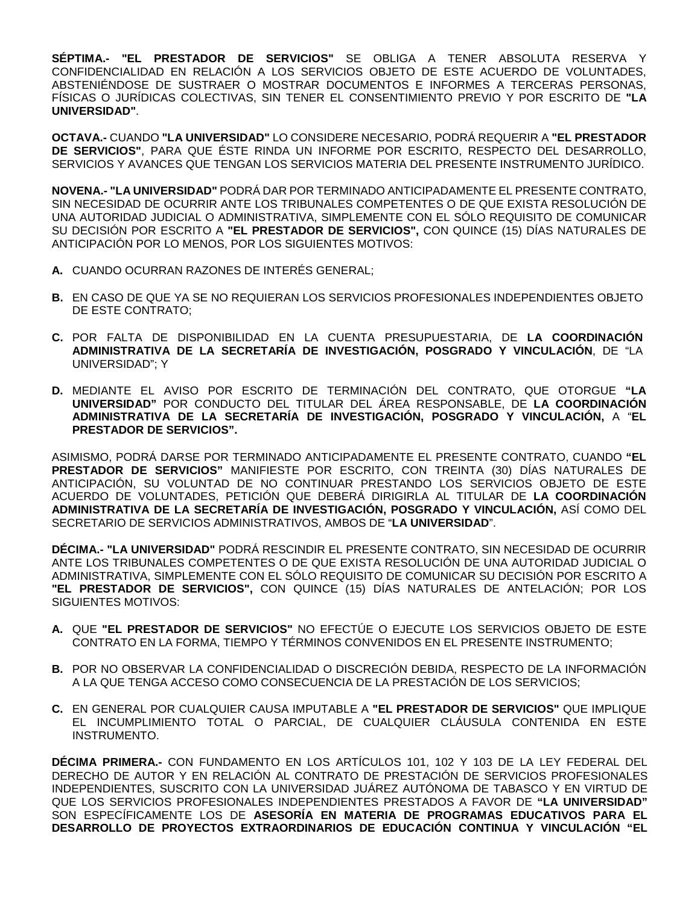**SÉPTIMA.- "EL PRESTADOR DE SERVICIOS"** SE OBLIGA A TENER ABSOLUTA RESERVA Y CONFIDENCIALIDAD EN RELACIÓN A LOS SERVICIOS OBJETO DE ESTE ACUERDO DE VOLUNTADES, ABSTENIÉNDOSE DE SUSTRAER O MOSTRAR DOCUMENTOS E INFORMES A TERCERAS PERSONAS, FÍSICAS O JURÍDICAS COLECTIVAS, SIN TENER EL CONSENTIMIENTO PREVIO Y POR ESCRITO DE **"LA UNIVERSIDAD"**.

**OCTAVA.-** CUANDO **"LA UNIVERSIDAD"** LO CONSIDERE NECESARIO, PODRÁ REQUERIR A **"EL PRESTADOR DE SERVICIOS"**, PARA QUE ÉSTE RINDA UN INFORME POR ESCRITO, RESPECTO DEL DESARROLLO, SERVICIOS Y AVANCES QUE TENGAN LOS SERVICIOS MATERIA DEL PRESENTE INSTRUMENTO JURÍDICO.

**NOVENA.- "LA UNIVERSIDAD"** PODRÁ DAR POR TERMINADO ANTICIPADAMENTE EL PRESENTE CONTRATO, SIN NECESIDAD DE OCURRIR ANTE LOS TRIBUNALES COMPETENTES O DE QUE EXISTA RESOLUCIÓN DE UNA AUTORIDAD JUDICIAL O ADMINISTRATIVA, SIMPLEMENTE CON EL SÓLO REQUISITO DE COMUNICAR SU DECISIÓN POR ESCRITO A **"EL PRESTADOR DE SERVICIOS",** CON QUINCE (15) DÍAS NATURALES DE ANTICIPACIÓN POR LO MENOS, POR LOS SIGUIENTES MOTIVOS:

**A.** CUANDO OCURRAN RAZONES DE INTERÉS GENERAL;

**B.** EN CASO DE QUE YA SE NO REQUIERAN LOS SERVICIOS PROFESIONALES INDEPENDIENTES OBJETO DE ESTE CONTRATO;

**C.** POR FALTA DE DISPONIBILIDAD EN LA CUENTA PRESUPUESTARIA, DE **LA COORDINACIÓN ADMINISTRATIVA DE LA SECRETARÍA DE INVESTIGACIÓN, POSGRADO Y VINCULACIÓN**, DE "LA UNIVERSIDAD"; Y

**D.** MEDIANTE EL AVISO POR ESCRITO DE TERMINACIÓN DEL CONTRATO, QUE OTORGUE **"LA UNIVERSIDAD"** POR CONDUCTO DEL TITULAR DEL ÁREA RESPONSABLE, DE **LA COORDINACIÓN ADMINISTRATIVA DE LA SECRETARÍA DE INVESTIGACIÓN, POSGRADO Y VINCULACIÓN,** A "**EL PRESTADOR DE SERVICIOS".**

ASIMISMO, PODRÁ DARSE POR TERMINADO ANTICIPADAMENTE EL PRESENTE CONTRATO, CUANDO **"EL PRESTADOR DE SERVICIOS"** MANIFIESTE POR ESCRITO, CON TREINTA (30) DÍAS NATURALES DE ANTICIPACIÓN, SU VOLUNTAD DE NO CONTINUAR PRESTANDO LOS SERVICIOS OBJETO DE ESTE ACUERDO DE VOLUNTADES, PETICIÓN QUE DEBERÁ DIRIGIRLA AL TITULAR DE **LA COORDINACIÓN ADMINISTRATIVA DE LA SECRETARÍA DE INVESTIGACIÓN, POSGRADO Y VINCULACIÓN,** ASÍ COMO DEL SECRETARIO DE SERVICIOS ADMINISTRATIVOS, AMBOS DE "**LA UNIVERSIDAD**".

**DÉCIMA.- "LA UNIVERSIDAD"** PODRÁ RESCINDIR EL PRESENTE CONTRATO, SIN NECESIDAD DE OCURRIR ANTE LOS TRIBUNALES COMPETENTES O DE QUE EXISTA RESOLUCIÓN DE UNA AUTORIDAD JUDICIAL O ADMINISTRATIVA, SIMPLEMENTE CON EL SÓLO REQUISITO DE COMUNICAR SU DECISIÓN POR ESCRITO A **"EL PRESTADOR DE SERVICIOS",** CON QUINCE (15) DÍAS NATURALES DE ANTELACIÓN; POR LOS SIGUIENTES MOTIVOS:

**A.** QUE **"EL PRESTADOR DE SERVICIOS"** NO EFECTÚE O EJECUTE LOS SERVICIOS OBJETO DE ESTE CONTRATO EN LA FORMA, TIEMPO Y TÉRMINOS CONVENIDOS EN EL PRESENTE INSTRUMENTO;

**B.** POR NO OBSERVAR LA CONFIDENCIALIDAD O DISCRECIÓN DEBIDA, RESPECTO DE LA INFORMACIÓN A LA QUE TENGA ACCESO COMO CONSECUENCIA DE LA PRESTACIÓN DE LOS SERVICIOS;

**C.** EN GENERAL POR CUALQUIER CAUSA IMPUTABLE A **"EL PRESTADOR DE SERVICIOS"** QUE IMPLIQUE EL INCUMPLIMIENTO TOTAL O PARCIAL, DE CUALQUIER CLÁUSULA CONTENIDA EN ESTE INSTRUMENTO.

**DÉCIMA PRIMERA.-** CON FUNDAMENTO EN LOS ARTÍCULOS 101, 102 Y 103 DE LA LEY FEDERAL DEL DERECHO DE AUTOR Y EN RELACIÓN AL CONTRATO DE PRESTACIÓN DE SERVICIOS PROFESIONALES INDEPENDIENTES, SUSCRITO CON LA UNIVERSIDAD JUÁREZ AUTÓNOMA DE TABASCO Y EN VIRTUD DE QUE LOS SERVICIOS PROFESIONALES INDEPENDIENTES PRESTADOS A FAVOR DE **"LA UNIVERSIDAD"** SON ESPECÍFICAMENTE LOS DE **ASESORÍA EN MATERIA DE PROGRAMAS EDUCATIVOS PARA EL DESARROLLO DE PROYECTOS EXTRAORDINARIOS DE EDUCACIÓN CONTINUA Y VINCULACIÓN "EL**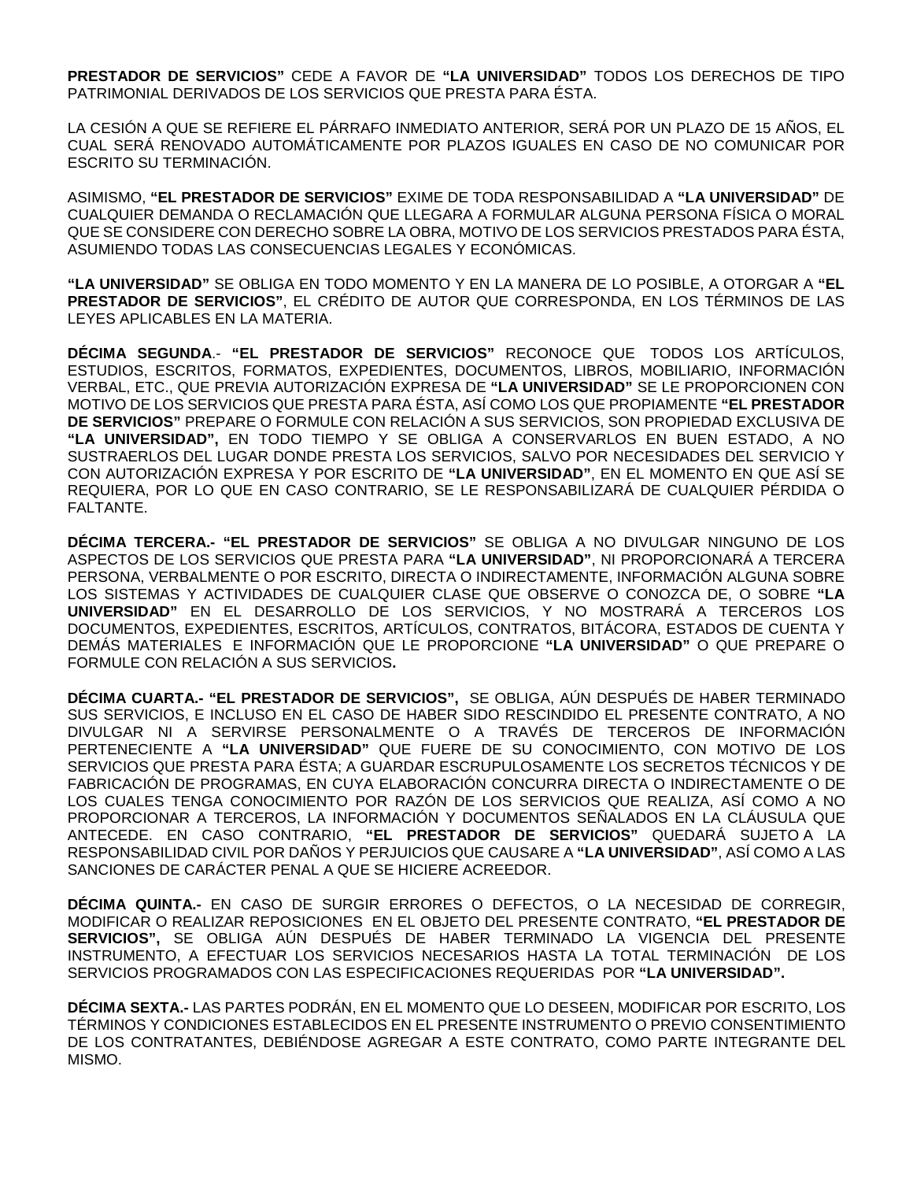**PRESTADOR DE SERVICIOS"** CEDE A FAVOR DE **"LA UNIVERSIDAD"** TODOS LOS DERECHOS DE TIPO PATRIMONIAL DERIVADOS DE LOS SERVICIOS QUE PRESTA PARA ÉSTA.

LA CESIÓN A QUE SE REFIERE EL PÁRRAFO INMEDIATO ANTERIOR, SERÁ POR UN PLAZO DE 15 AÑOS, EL CUAL SERÁ RENOVADO AUTOMÁTICAMENTE POR PLAZOS IGUALES EN CASO DE NO COMUNICAR POR ESCRITO SU TERMINACIÓN.

ASIMISMO, **"EL PRESTADOR DE SERVICIOS"** EXIME DE TODA RESPONSABILIDAD A **"LA UNIVERSIDAD"** DE CUALQUIER DEMANDA O RECLAMACIÓN QUE LLEGARA A FORMULAR ALGUNA PERSONA FÍSICA O MORAL QUE SE CONSIDERE CON DERECHO SOBRE LA OBRA, MOTIVO DE LOS SERVICIOS PRESTADOS PARA ÉSTA, ASUMIENDO TODAS LAS CONSECUENCIAS LEGALES Y ECONÓMICAS.

**"LA UNIVERSIDAD"** SE OBLIGA EN TODO MOMENTO Y EN LA MANERA DE LO POSIBLE, A OTORGAR A **"EL PRESTADOR DE SERVICIOS"**, EL CRÉDITO DE AUTOR QUE CORRESPONDA, EN LOS TÉRMINOS DE LAS LEYES APLICABLES EN LA MATERIA.

**DÉCIMA SEGUNDA**.- **"EL PRESTADOR DE SERVICIOS"** RECONOCE QUE TODOS LOS ARTÍCULOS, ESTUDIOS, ESCRITOS, FORMATOS, EXPEDIENTES, DOCUMENTOS, LIBROS, MOBILIARIO, INFORMACIÓN VERBAL, ETC., QUE PREVIA AUTORIZACIÓN EXPRESA DE **"LA UNIVERSIDAD"** SE LE PROPORCIONEN CON MOTIVO DE LOS SERVICIOS QUE PRESTA PARA ÉSTA, ASÍ COMO LOS QUE PROPIAMENTE **"EL PRESTADOR DE SERVICIOS"** PREPARE O FORMULE CON RELACIÓN A SUS SERVICIOS, SON PROPIEDAD EXCLUSIVA DE **"LA UNIVERSIDAD",** EN TODO TIEMPO Y SE OBLIGA A CONSERVARLOS EN BUEN ESTADO, A NO SUSTRAERLOS DEL LUGAR DONDE PRESTA LOS SERVICIOS, SALVO POR NECESIDADES DEL SERVICIO Y CON AUTORIZACIÓN EXPRESA Y POR ESCRITO DE **"LA UNIVERSIDAD"**, EN EL MOMENTO EN QUE ASÍ SE REQUIERA, POR LO QUE EN CASO CONTRARIO, SE LE RESPONSABILIZARÁ DE CUALQUIER PÉRDIDA O FALTANTE.

**DÉCIMA TERCERA.- "EL PRESTADOR DE SERVICIOS"** SE OBLIGA A NO DIVULGAR NINGUNO DE LOS ASPECTOS DE LOS SERVICIOS QUE PRESTA PARA **"LA UNIVERSIDAD"**, NI PROPORCIONARÁ A TERCERA PERSONA, VERBALMENTE O POR ESCRITO, DIRECTA O INDIRECTAMENTE, INFORMACIÓN ALGUNA SOBRE LOS SISTEMAS Y ACTIVIDADES DE CUALQUIER CLASE QUE OBSERVE O CONOZCA DE, O SOBRE **"LA UNIVERSIDAD"** EN EL DESARROLLO DE LOS SERVICIOS, Y NO MOSTRARÁ A TERCEROS LOS DOCUMENTOS, EXPEDIENTES, ESCRITOS, ARTÍCULOS, CONTRATOS, BITÁCORA, ESTADOS DE CUENTA Y DEMÁS MATERIALES E INFORMACIÓN QUE LE PROPORCIONE **"LA UNIVERSIDAD"** O QUE PREPARE O FORMULE CON RELACIÓN A SUS SERVICIOS**.**

**DÉCIMA CUARTA.- "EL PRESTADOR DE SERVICIOS",** SE OBLIGA, AÚN DESPUÉS DE HABER TERMINADO SUS SERVICIOS, E INCLUSO EN EL CASO DE HABER SIDO RESCINDIDO EL PRESENTE CONTRATO, A NO DIVULGAR NI A SERVIRSE PERSONALMENTE O A TRAVÉS DE TERCEROS DE INFORMACIÓN PERTENECIENTE A **"LA UNIVERSIDAD"** QUE FUERE DE SU CONOCIMIENTO, CON MOTIVO DE LOS SERVICIOS QUE PRESTA PARA ÉSTA; A GUARDAR ESCRUPULOSAMENTE LOS SECRETOS TÉCNICOS Y DE FABRICACIÓN DE PROGRAMAS, EN CUYA ELABORACIÓN CONCURRA DIRECTA O INDIRECTAMENTE O DE LOS CUALES TENGA CONOCIMIENTO POR RAZÓN DE LOS SERVICIOS QUE REALIZA, ASÍ COMO A NO PROPORCIONAR A TERCEROS, LA INFORMACIÓN Y DOCUMENTOS SEÑALADOS EN LA CLÁUSULA QUE ANTECEDE. EN CASO CONTRARIO, **"EL PRESTADOR DE SERVICIOS"** QUEDARÁ SUJETO A LA RESPONSABILIDAD CIVIL POR DAÑOS Y PERJUICIOS QUE CAUSARE A **"LA UNIVERSIDAD"**, ASÍ COMO A LAS SANCIONES DE CARÁCTER PENAL A QUE SE HICIERE ACREEDOR.

**DÉCIMA QUINTA.-** EN CASO DE SURGIR ERRORES O DEFECTOS, O LA NECESIDAD DE CORREGIR, MODIFICAR O REALIZAR REPOSICIONES EN EL OBJETO DEL PRESENTE CONTRATO, **"EL PRESTADOR DE SERVICIOS",** SE OBLIGA AÚN DESPUÉS DE HABER TERMINADO LA VIGENCIA DEL PRESENTE INSTRUMENTO, A EFECTUAR LOS SERVICIOS NECESARIOS HASTA LA TOTAL TERMINACIÓN DE LOS SERVICIOS PROGRAMADOS CON LAS ESPECIFICACIONES REQUERIDAS POR **"LA UNIVERSIDAD".**

**DÉCIMA SEXTA.-** LAS PARTES PODRÁN, EN EL MOMENTO QUE LO DESEEN, MODIFICAR POR ESCRITO, LOS TÉRMINOS Y CONDICIONES ESTABLECIDOS EN EL PRESENTE INSTRUMENTO O PREVIO CONSENTIMIENTO DE LOS CONTRATANTES, DEBIÉNDOSE AGREGAR A ESTE CONTRATO, COMO PARTE INTEGRANTE DEL MISMO.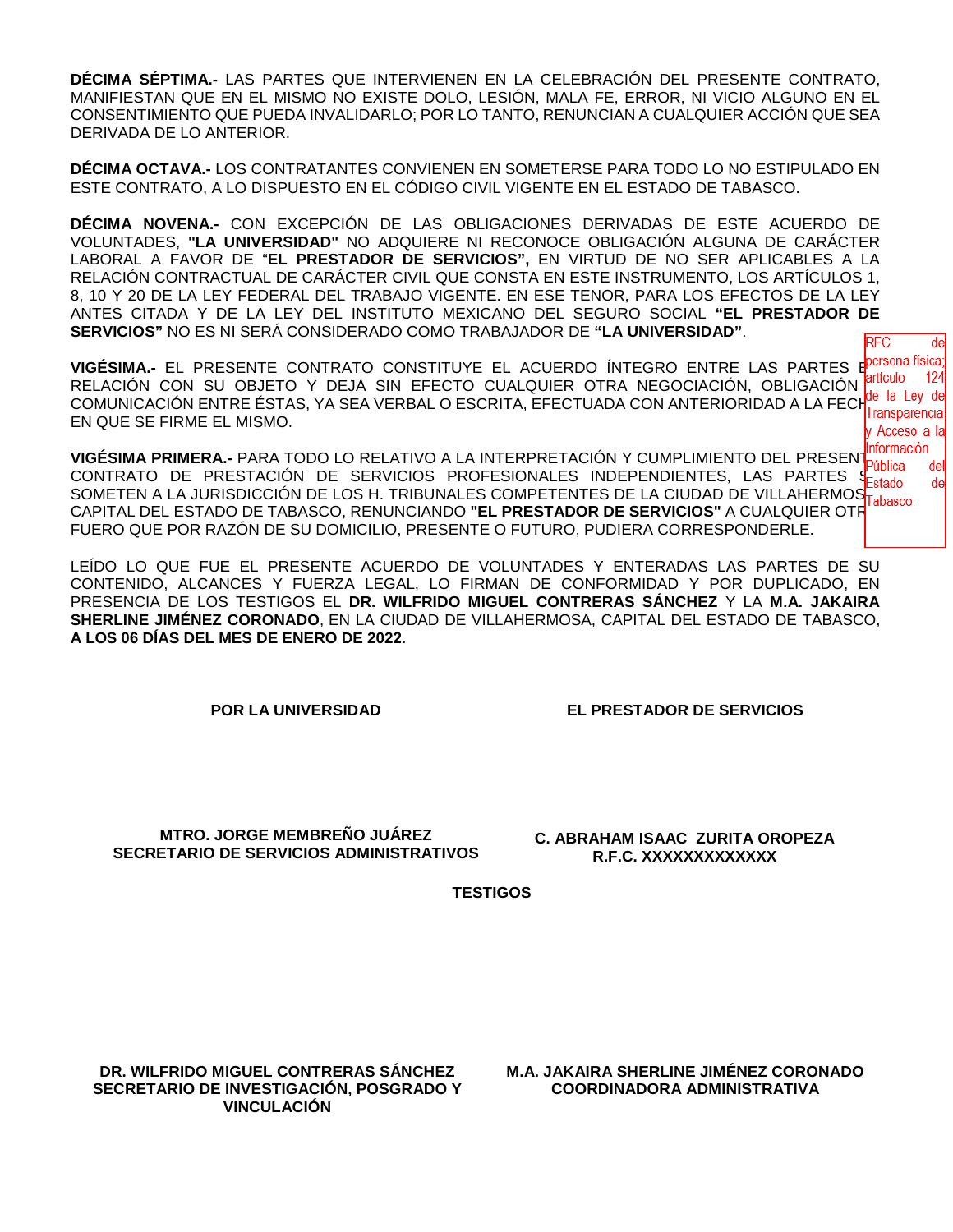**DÉCIMA SÉPTIMA.-** LAS PARTES QUE INTERVIENEN EN LA CELEBRACIÓN DEL PRESENTE CONTRATO, MANIFIESTAN QUE EN EL MISMO NO EXISTE DOLO, LESIÓN, MALA FE, ERROR, NI VICIO ALGUNO EN EL CONSENTIMIENTO QUE PUEDA INVALIDARLO; POR LO TANTO, RENUNCIAN A CUALQUIER ACCIÓN QUE SEA DERIVADA DE LO ANTERIOR.

**DÉCIMA OCTAVA.-** LOS CONTRATANTES CONVIENEN EN SOMETERSE PARA TODO LO NO ESTIPULADO EN ESTE CONTRATO, A LO DISPUESTO EN EL CÓDIGO CIVIL VIGENTE EN EL ESTADO DE TABASCO.

**DÉCIMA NOVENA.-** CON EXCEPCIÓN DE LAS OBLIGACIONES DERIVADAS DE ESTE ACUERDO DE VOLUNTADES, **"LA UNIVERSIDAD"** NO ADQUIERE NI RECONOCE OBLIGACIÓN ALGUNA DE CARÁCTER LABORAL A FAVOR DE "**EL PRESTADOR DE SERVICIOS",** EN VIRTUD DE NO SER APLICABLES A LA RELACIÓN CONTRACTUAL DE CARÁCTER CIVIL QUE CONSTA EN ESTE INSTRUMENTO, LOS ARTÍCULOS 1, 8, 10 Y 20 DE LA LEY FEDERAL DEL TRABAJO VIGENTE. EN ESE TENOR, PARA LOS EFECTOS DE LA LEY ANTES CITADA Y DE LA LEY DEL INSTITUTO MEXICANO DEL SEGURO SOCIAL **"EL PRESTADOR DE SERVICIOS"** NO ES NI SERÁ CONSIDERADO COMO TRABAJADOR DE **"LA UNIVERSIDAD"**.

**VIGÉSIMA.-** EL PRESENTE CONTRATO CONSTITUYE EL ACUERDO ÍNTEGRO ENTRE LAS PARTES E RELACIÓN CON SU OBJETO Y DEJA SIN EFECTO CUALQUIER OTRA NEGOCIACIÓN, OBLIGACIÓN COMUNICACIÓN ENTRE ÉSTAS, YA SEA VERBAL O ESCRITA, EFECTUADA CON ANTERIORIDAD A LA FECH EN QUE SE FIRME EL MISMO.

RFC de persona física; artículo 124 de la Ley de Transparencia y Acceso a la Información Pública del Estado de Tabasco.

**VIGÉSIMA PRIMERA.-** PARA TODO LO RELATIVO A LA INTERPRETACIÓN Y CUMPLIMIENTO DEL PRESENT CONTRATO DE PRESTACIÓN DE SERVICIOS PROFESIONALES INDEPENDIENTES, LAS PARTES S SOMETEN A LA JURISDICCIÓN DE LOS H. TRIBUNALES COMPETENTES DE LA CIUDAD DE VILLAHERMOS CAPITAL DEL ESTADO DE TABASCO, RENUNCIANDO **"EL PRESTADOR DE SERVICIOS"** A CUALQUIER OTR FUERO QUE POR RAZÓN DE SU DOMICILIO, PRESENTE O FUTURO, PUDIERA CORRESPONDERLE.

LEÍDO LO QUE FUE EL PRESENTE ACUERDO DE VOLUNTADES Y ENTERADAS LAS PARTES DE SU CONTENIDO, ALCANCES Y FUERZA LEGAL, LO FIRMAN DE CONFORMIDAD Y POR DUPLICADO, EN PRESENCIA DE LOS TESTIGOS EL **DR. WILFRIDO MIGUEL CONTRERAS SÁNCHEZ** Y LA **M.A. JAKAIRA SHERLINE JIMÉNEZ CORONADO**, EN LA CIUDAD DE VILLAHERMOSA, CAPITAL DEL ESTADO DE TABASCO, **A LOS 06 DÍAS DEL MES DE ENERO DE 2022.**

**POR LA UNIVERSIDAD**

**MTRO. JORGE MEMBREÑO JUÁREZ**
**SECRETARIO DE SERVICIOS ADMINISTRATIVOS**

**EL PRESTADOR DE SERVICIOS**

**C. ABRAHAM ISAAC ZURITA OROPEZA**
**R.F.C. XXXXXXXXXXXXX**

**TESTIGOS**

**DR. WILFRIDO MIGUEL CONTRERAS SÁNCHEZ**
**SECRETARIO DE INVESTIGACIÓN, POSGRADO Y VINCULACIÓN**

**M.A. JAKAIRA SHERLINE JIMÉNEZ CORONADO**
**COORDINADORA ADMINISTRATIVA**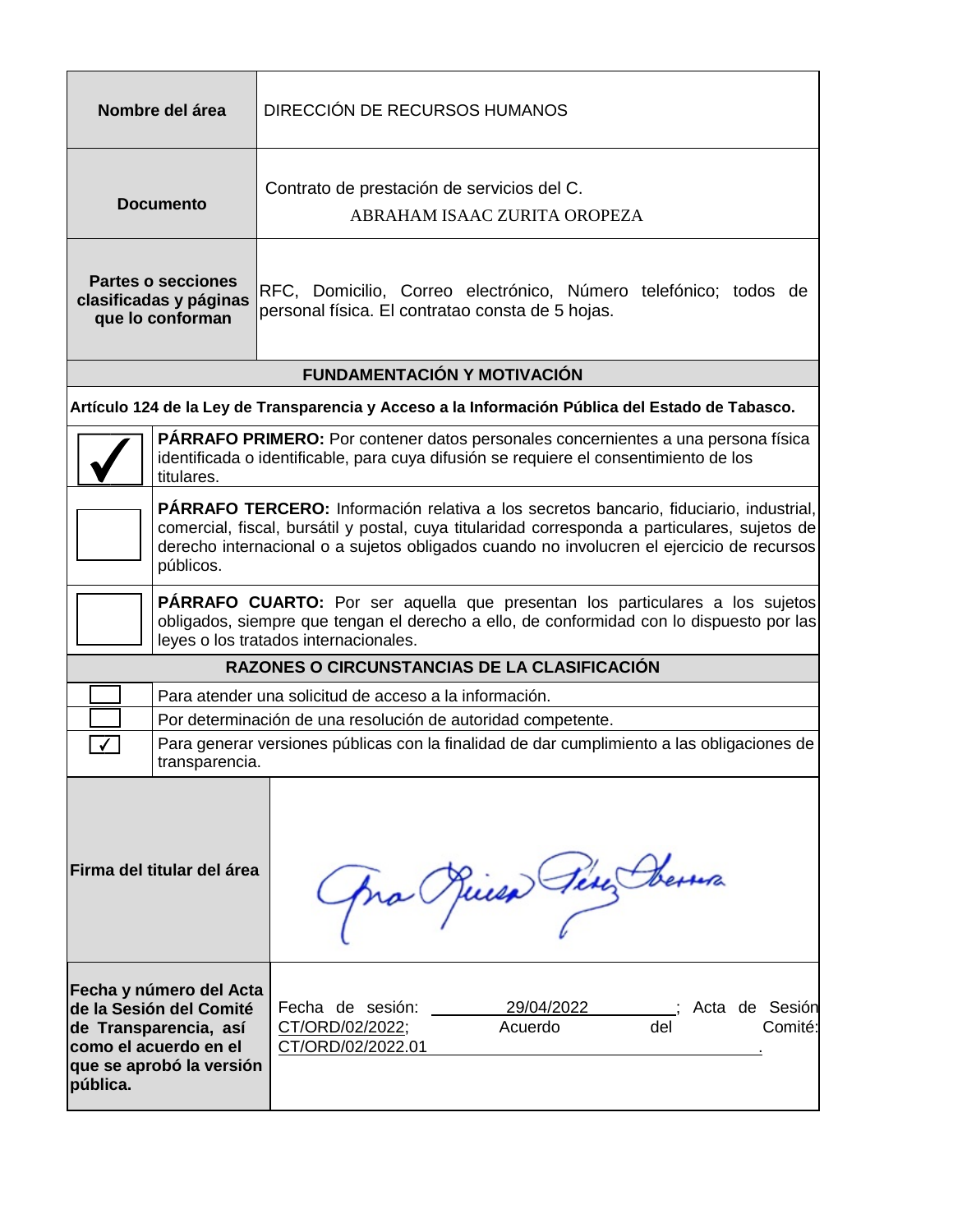| | |
|---|---|
| **Nombre del área** | DIRECCIÓN DE RECURSOS HUMANOS |
| **Documento** | Contrato de prestación de servicios del C. ABRAHAM ISAAC ZURITA OROPEZA |
| **Partes o secciones clasificadas y páginas que lo conforman** | RFC, Domicilio, Correo electrónico, Número telefónico; todos de personal física. El contratao consta de 5 hojas. |

**FUNDAMENTACIÓN Y MOTIVACIÓN**

**Artículo 124 de la Ley de Transparencia y Acceso a la Información Pública del Estado de Tabasco.**

| | |
|---|---|
| ✓ | **PÁRRAFO PRIMERO:** Por contener datos personales concernientes a una persona física identificada o identificable, para cuya difusión se requiere el consentimiento de los titulares. |
| | **PÁRRAFO TERCERO:** Información relativa a los secretos bancario, fiduciario, industrial, comercial, fiscal, bursátil y postal, cuya titularidad corresponda a particulares, sujetos de derecho internacional o a sujetos obligados cuando no involucren el ejercicio de recursos públicos. |
| | **PÁRRAFO CUARTO:** Por ser aquella que presentan los particulares a los sujetos obligados, siempre que tengan el derecho a ello, de conformidad con lo dispuesto por las leyes o los tratados internacionales. |

**RAZONES O CIRCUNSTANCIAS DE LA CLASIFICACIÓN**

| | |
|---|---|
| | Para atender una solicitud de acceso a la información. |
| | Por determinación de una resolución de autoridad competente. |
| ✓ | Para generar versiones públicas con la finalidad de dar cumplimiento a las obligaciones de transparencia. |

| | |
|---|---|
| **Firma del titular del área** | Ana Luisa Pérez Herrera |
| **Fecha y número del Acta de la Sesión del Comité de Transparencia, así como el acuerdo en el que se aprobó la versión pública.** | Fecha de sesión: 29/04/2022; Acta de Sesión CT/ORD/02/2022; Acuerdo del Comité: CT/ORD/02/2022.01 |